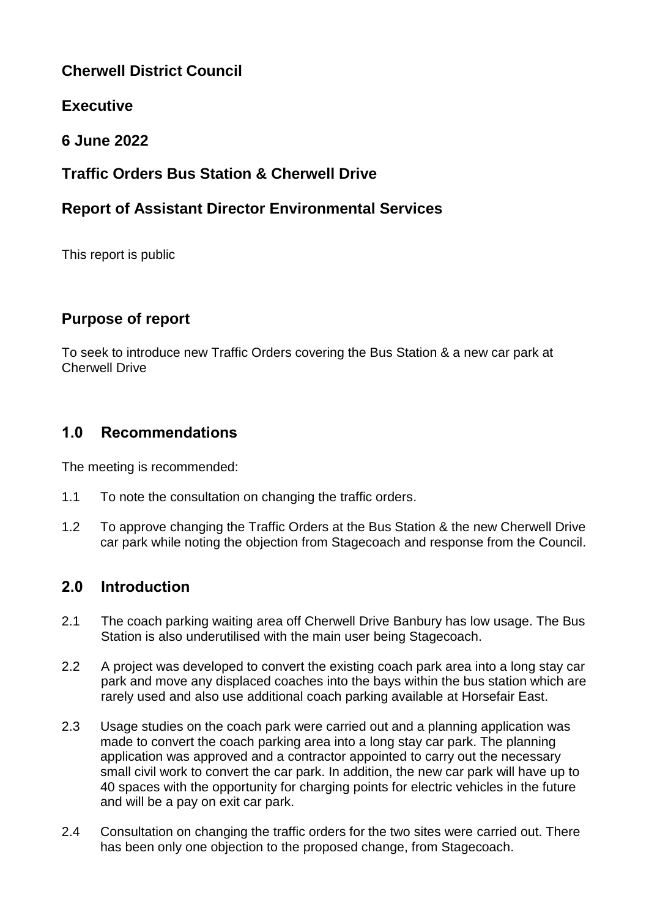# Cherwell District Council

## Executive

## 6 June 2022

## Traffic Orders Bus Station & Cherwell Drive

## Report of Assistant Director Environmental Services

This report is public

## Purpose of report

To seek to introduce new Traffic Orders covering the Bus Station & a new car park at Cherwell Drive

## 1.0 Recommendations

The meeting is recommended:

1.1 To note the consultation on changing the traffic orders.

1.2 To approve changing the Traffic Orders at the Bus Station & the new Cherwell Drive car park while noting the objection from Stagecoach and response from the Council.

## 2.0 Introduction

2.1 The coach parking waiting area off Cherwell Drive Banbury has low usage. The Bus Station is also underutilised with the main user being Stagecoach.

2.2 A project was developed to convert the existing coach park area into a long stay car park and move any displaced coaches into the bays within the bus station which are rarely used and also use additional coach parking available at Horsefair East.

2.3 Usage studies on the coach park were carried out and a planning application was made to convert the coach parking area into a long stay car park. The planning application was approved and a contractor appointed to carry out the necessary small civil work to convert the car park. In addition, the new car park will have up to 40 spaces with the opportunity for charging points for electric vehicles in the future and will be a pay on exit car park.

2.4 Consultation on changing the traffic orders for the two sites were carried out. There has been only one objection to the proposed change, from Stagecoach.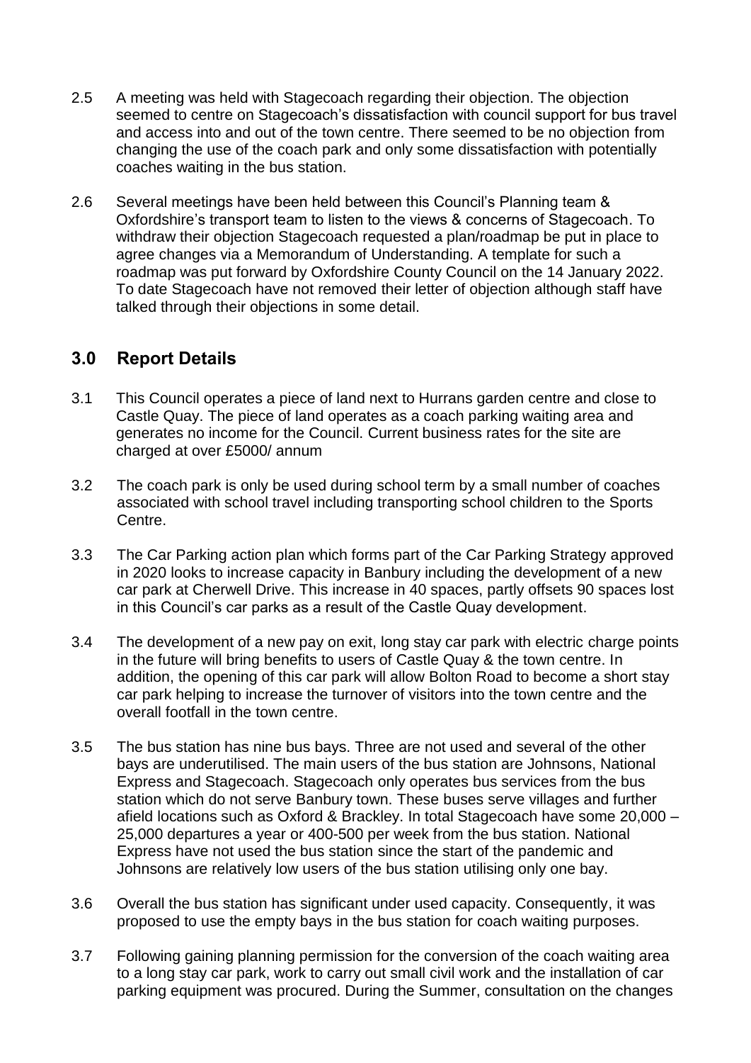2.5 A meeting was held with Stagecoach regarding their objection. The objection seemed to centre on Stagecoach's dissatisfaction with council support for bus travel and access into and out of the town centre. There seemed to be no objection from changing the use of the coach park and only some dissatisfaction with potentially coaches waiting in the bus station.

2.6 Several meetings have been held between this Council's Planning team & Oxfordshire's transport team to listen to the views & concerns of Stagecoach. To withdraw their objection Stagecoach requested a plan/roadmap be put in place to agree changes via a Memorandum of Understanding. A template for such a roadmap was put forward by Oxfordshire County Council on the 14 January 2022. To date Stagecoach have not removed their letter of objection although staff have talked through their objections in some detail.

## 3.0 Report Details

3.1 This Council operates a piece of land next to Hurrans garden centre and close to Castle Quay. The piece of land operates as a coach parking waiting area and generates no income for the Council. Current business rates for the site are charged at over £5000/ annum

3.2 The coach park is only be used during school term by a small number of coaches associated with school travel including transporting school children to the Sports Centre.

3.3 The Car Parking action plan which forms part of the Car Parking Strategy approved in 2020 looks to increase capacity in Banbury including the development of a new car park at Cherwell Drive. This increase in 40 spaces, partly offsets 90 spaces lost in this Council's car parks as a result of the Castle Quay development.

3.4 The development of a new pay on exit, long stay car park with electric charge points in the future will bring benefits to users of Castle Quay & the town centre. In addition, the opening of this car park will allow Bolton Road to become a short stay car park helping to increase the turnover of visitors into the town centre and the overall footfall in the town centre.

3.5 The bus station has nine bus bays. Three are not used and several of the other bays are underutilised. The main users of the bus station are Johnsons, National Express and Stagecoach. Stagecoach only operates bus services from the bus station which do not serve Banbury town. These buses serve villages and further afield locations such as Oxford & Brackley. In total Stagecoach have some 20,000 – 25,000 departures a year or 400-500 per week from the bus station. National Express have not used the bus station since the start of the pandemic and Johnsons are relatively low users of the bus station utilising only one bay.

3.6 Overall the bus station has significant under used capacity. Consequently, it was proposed to use the empty bays in the bus station for coach waiting purposes.

3.7 Following gaining planning permission for the conversion of the coach waiting area to a long stay car park, work to carry out small civil work and the installation of car parking equipment was procured. During the Summer, consultation on the changes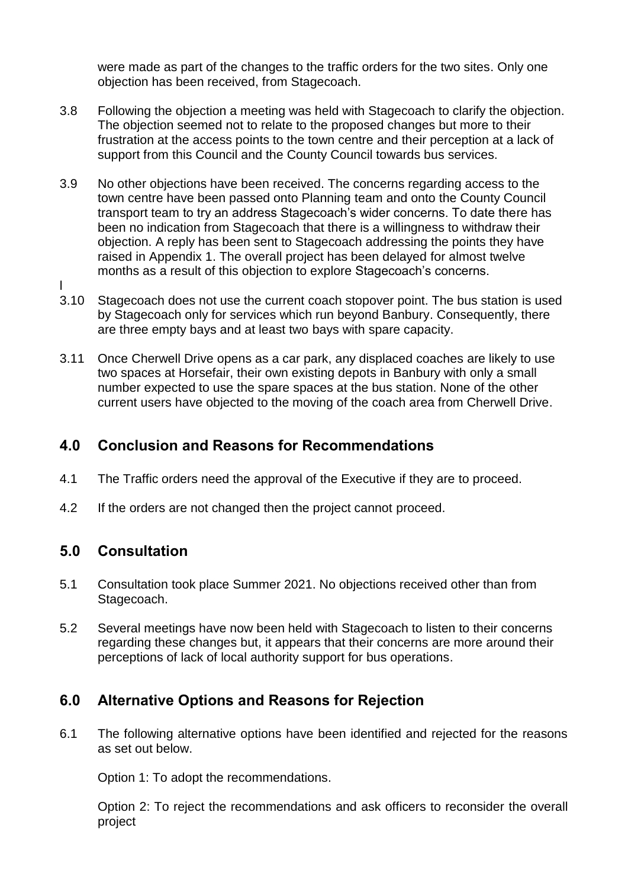were made as part of the changes to the traffic orders for the two sites. Only one objection has been received, from Stagecoach.

3.8 Following the objection a meeting was held with Stagecoach to clarify the objection. The objection seemed not to relate to the proposed changes but more to their frustration at the access points to the town centre and their perception at a lack of support from this Council and the County Council towards bus services.

3.9 No other objections have been received. The concerns regarding access to the town centre have been passed onto Planning team and onto the County Council transport team to try an address Stagecoach's wider concerns. To date there has been no indication from Stagecoach that there is a willingness to withdraw their objection. A reply has been sent to Stagecoach addressing the points they have raised in Appendix 1. The overall project has been delayed for almost twelve months as a result of this objection to explore Stagecoach's concerns.

l

3.10 Stagecoach does not use the current coach stopover point. The bus station is used by Stagecoach only for services which run beyond Banbury. Consequently, there are three empty bays and at least two bays with spare capacity.

3.11 Once Cherwell Drive opens as a car park, any displaced coaches are likely to use two spaces at Horsefair, their own existing depots in Banbury with only a small number expected to use the spare spaces at the bus station. None of the other current users have objected to the moving of the coach area from Cherwell Drive.

## 4.0 Conclusion and Reasons for Recommendations

4.1 The Traffic orders need the approval of the Executive if they are to proceed.

4.2 If the orders are not changed then the project cannot proceed.

## 5.0 Consultation

5.1 Consultation took place Summer 2021. No objections received other than from Stagecoach.

5.2 Several meetings have now been held with Stagecoach to listen to their concerns regarding these changes but, it appears that their concerns are more around their perceptions of lack of local authority support for bus operations.

## 6.0 Alternative Options and Reasons for Rejection

6.1 The following alternative options have been identified and rejected for the reasons as set out below.

Option 1: To adopt the recommendations.

Option 2: To reject the recommendations and ask officers to reconsider the overall project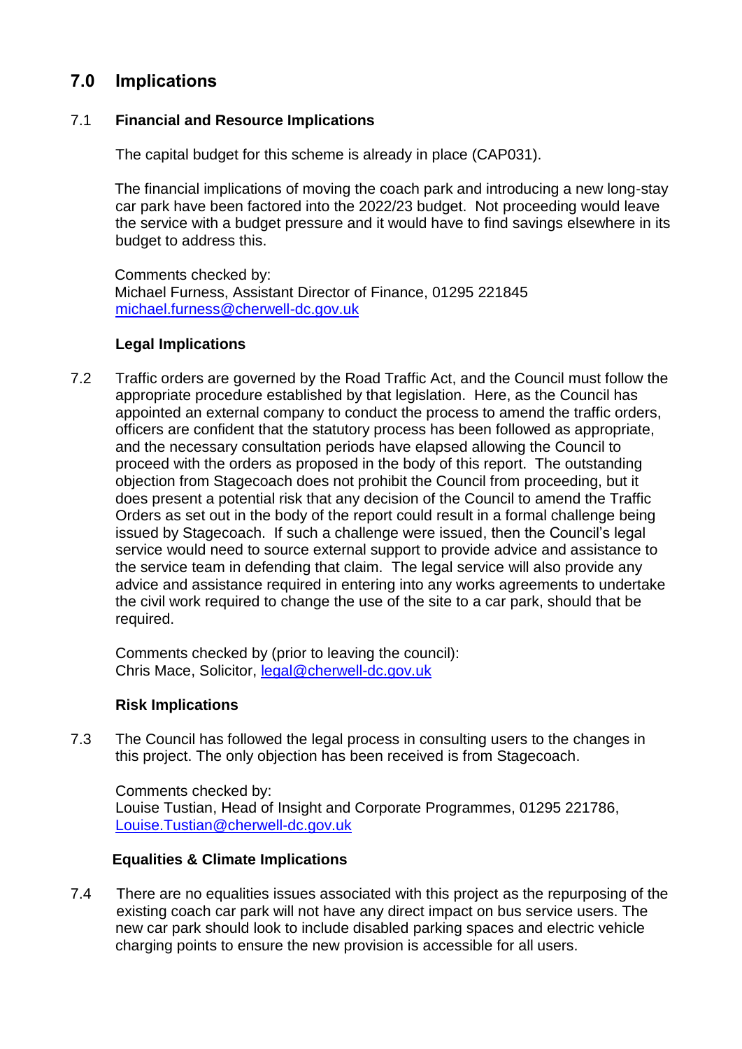## 7.0 Implications

### 7.1 Financial and Resource Implications

The capital budget for this scheme is already in place (CAP031).

The financial implications of moving the coach park and introducing a new long-stay car park have been factored into the 2022/23 budget. Not proceeding would leave the service with a budget pressure and it would have to find savings elsewhere in its budget to address this.

Comments checked by:
Michael Furness, Assistant Director of Finance, 01295 221845
michael.furness@cherwell-dc.gov.uk

**Legal Implications**

7.2 Traffic orders are governed by the Road Traffic Act, and the Council must follow the appropriate procedure established by that legislation. Here, as the Council has appointed an external company to conduct the process to amend the traffic orders, officers are confident that the statutory process has been followed as appropriate, and the necessary consultation periods have elapsed allowing the Council to proceed with the orders as proposed in the body of this report. The outstanding objection from Stagecoach does not prohibit the Council from proceeding, but it does present a potential risk that any decision of the Council to amend the Traffic Orders as set out in the body of the report could result in a formal challenge being issued by Stagecoach. If such a challenge were issued, then the Council's legal service would need to source external support to provide advice and assistance to the service team in defending that claim. The legal service will also provide any advice and assistance required in entering into any works agreements to undertake the civil work required to change the use of the site to a car park, should that be required.

Comments checked by (prior to leaving the council):
Chris Mace, Solicitor, legal@cherwell-dc.gov.uk

**Risk Implications**

7.3 The Council has followed the legal process in consulting users to the changes in this project. The only objection has been received is from Stagecoach.

Comments checked by:
Louise Tustian, Head of Insight and Corporate Programmes, 01295 221786, Louise.Tustian@cherwell-dc.gov.uk

**Equalities & Climate Implications**

7.4 There are no equalities issues associated with this project as the repurposing of the existing coach car park will not have any direct impact on bus service users. The new car park should look to include disabled parking spaces and electric vehicle charging points to ensure the new provision is accessible for all users.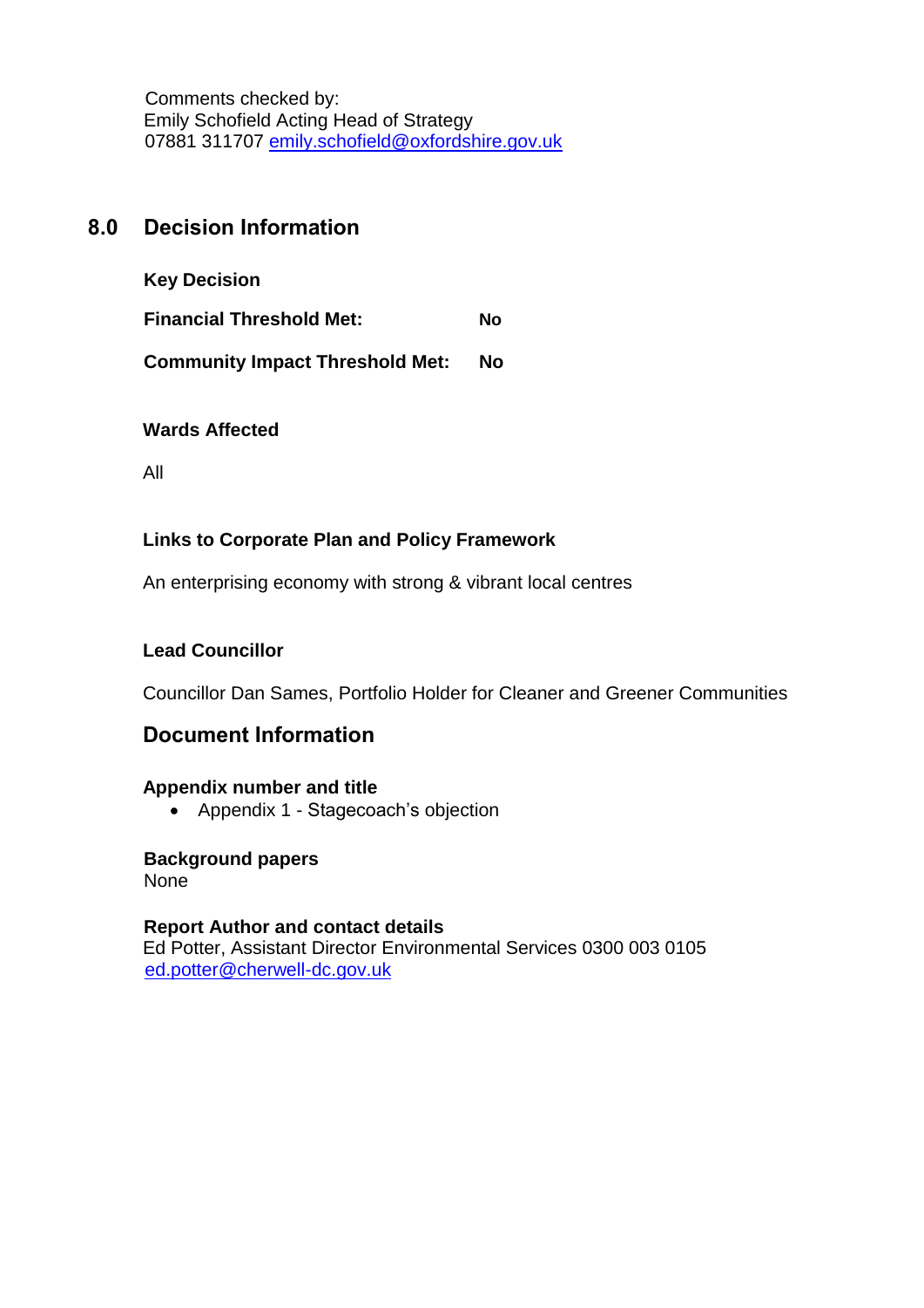Comments checked by:
Emily Schofield Acting Head of Strategy
07881 311707 emily.schofield@oxfordshire.gov.uk

## 8.0 Decision Information

**Key Decision**

**Financial Threshold Met:** **No**

**Community Impact Threshold Met:** **No**

**Wards Affected**

All

**Links to Corporate Plan and Policy Framework**

An enterprising economy with strong & vibrant local centres

**Lead Councillor**

Councillor Dan Sames, Portfolio Holder for Cleaner and Greener Communities

## Document Information

**Appendix number and title**

- Appendix 1 - Stagecoach's objection

**Background papers**
None

**Report Author and contact details**
Ed Potter, Assistant Director Environmental Services 0300 003 0105
ed.potter@cherwell-dc.gov.uk